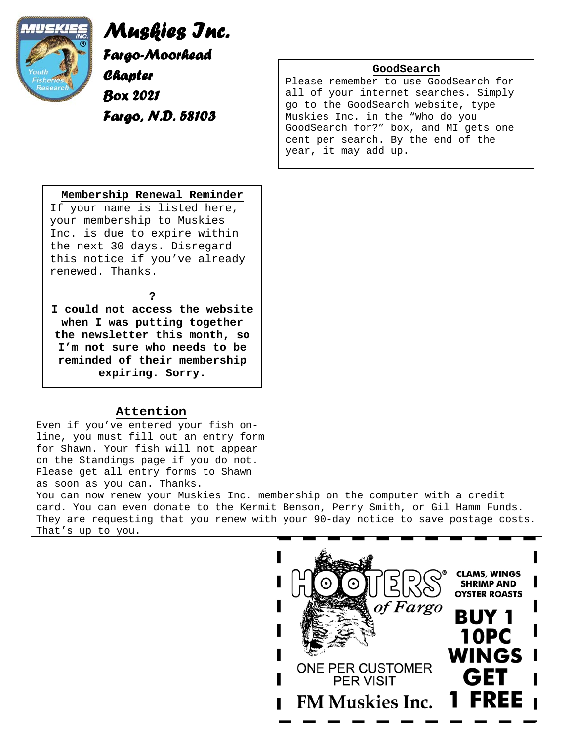# Muskies Inc.

## Fargo-Moorhead Chapter

**Box 2021**

**Fargo, N.D. 58103**

### GoodSearch

Please remember to use GoodSearch for all of your internet searches. Simply go to the GoodSearch website, type Muskies Inc. in the "Who do you GoodSearch for?" box, and MI gets one cent per search. By the end of the year, it may add up.

### Membership Renewal Reminder

If your name is listed here, your membership to Muskies Inc. is due to expire within the next 30 days. Disregard this notice if you've already renewed. Thanks.

**?**

**I could not access the website when I was putting together the newsletter this month, so I'm not sure who needs to be reminded of their membership expiring. Sorry.**

### Attention

Even if you've entered your fish on-line, you must fill out an entry form for Shawn. Your fish will not appear on the Standings page if you do not. Please get all entry forms to Shawn as soon as you can. Thanks.

You can now renew your Muskies Inc. membership on the computer with a credit card. You can even donate to the Kermit Benson, Perry Smith, or Gil Hamm Funds. They are requesting that you renew with your 90-day notice to save postage costs. That's up to you.

HOOTERS® of Fargo

CLAMS, WINGS SHRIMP AND OYSTER ROASTS

**BUY 1 10PC WINGS GET 1 FREE**

ONE PER CUSTOMER PER VISIT

FM Muskies Inc.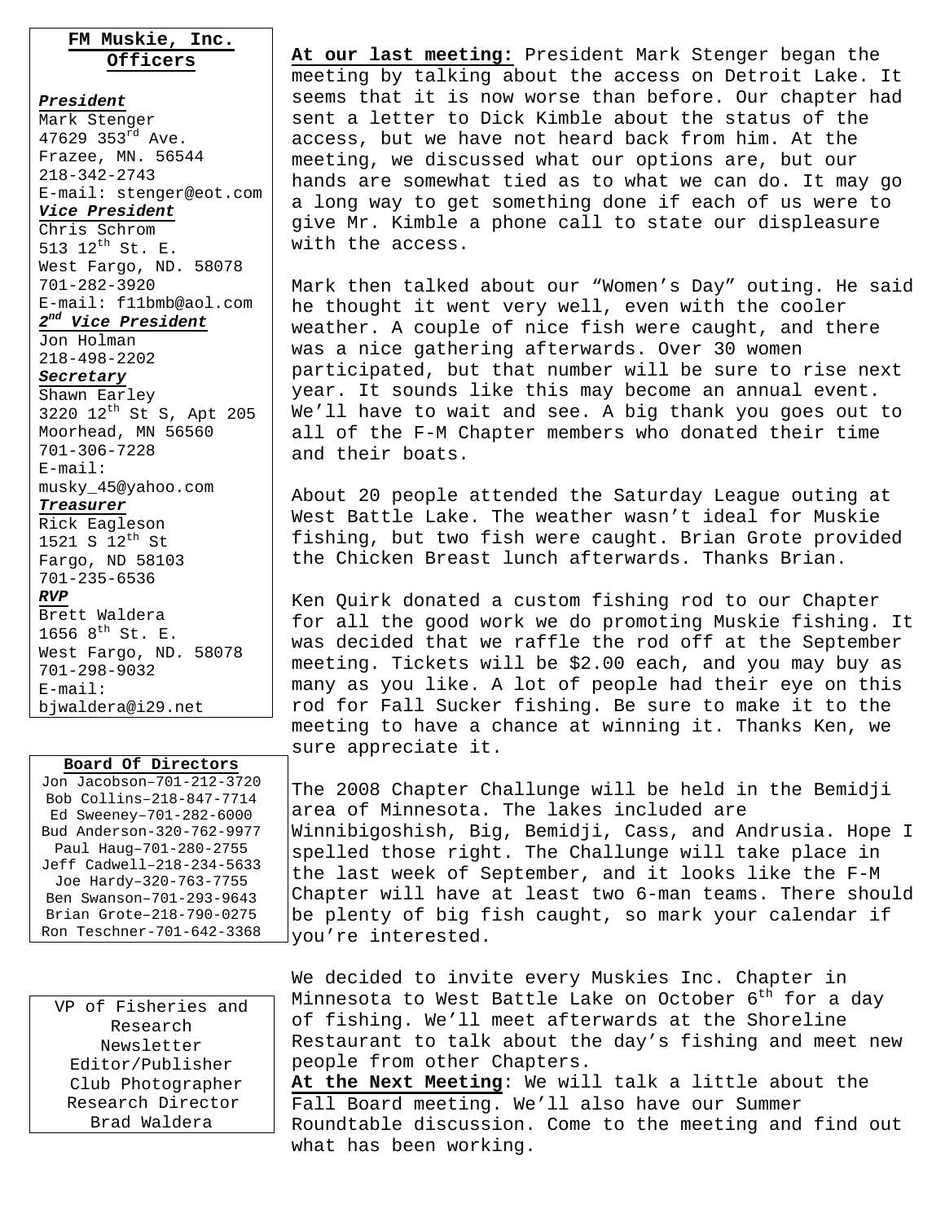## FM Muskie, Inc. Officers

***President***
Mark Stenger
47629 353rd Ave.
Frazee, MN. 56544
218-342-2743
E-mail: stenger@eot.com

***Vice President***
Chris Schrom
513 12th St. E.
West Fargo, ND. 58078
701-282-3920
E-mail: f11bmb@aol.com

***2nd Vice President***
Jon Holman
218-498-2202

***Secretary***
Shawn Earley
3220 12th St S, Apt 205
Moorhead, MN 56560
701-306-7228
E-mail:
musky_45@yahoo.com

***Treasurer***
Rick Eagleson
1521 S 12th St
Fargo, ND 58103
701-235-6536

***RVP***
Brett Waldera
1656 8th St. E.
West Fargo, ND. 58078
701-298-9032
E-mail:
bjwaldera@i29.net

**Board Of Directors**

Jon Jacobson–701-212-3720
Bob Collins–218-847-7714
Ed Sweeney–701-282-6000
Bud Anderson-320-762-9977
Paul Haug–701-280-2755
Jeff Cadwell–218-234-5633
Joe Hardy–320-763-7755
Ben Swanson–701-293-9643
Brian Grote–218-790-0275
Ron Teschner-701-642-3368

VP of Fisheries and Research
Newsletter Editor/Publisher
Club Photographer
Research Director
Brad Waldera

**At our last meeting:** President Mark Stenger began the meeting by talking about the access on Detroit Lake. It seems that it is now worse than before. Our chapter had sent a letter to Dick Kimble about the status of the access, but we have not heard back from him. At the meeting, we discussed what our options are, but our hands are somewhat tied as to what we can do. It may go a long way to get something done if each of us were to give Mr. Kimble a phone call to state our displeasure with the access.

Mark then talked about our "Women's Day" outing. He said he thought it went very well, even with the cooler weather. A couple of nice fish were caught, and there was a nice gathering afterwards. Over 30 women participated, but that number will be sure to rise next year. It sounds like this may become an annual event. We'll have to wait and see. A big thank you goes out to all of the F-M Chapter members who donated their time and their boats.

About 20 people attended the Saturday League outing at West Battle Lake. The weather wasn't ideal for Muskie fishing, but two fish were caught. Brian Grote provided the Chicken Breast lunch afterwards. Thanks Brian.

Ken Quirk donated a custom fishing rod to our Chapter for all the good work we do promoting Muskie fishing. It was decided that we raffle the rod off at the September meeting. Tickets will be $2.00 each, and you may buy as many as you like. A lot of people had their eye on this rod for Fall Sucker fishing. Be sure to make it to the meeting to have a chance at winning it. Thanks Ken, we sure appreciate it.

The 2008 Chapter Challunge will be held in the Bemidji area of Minnesota. The lakes included are Winnibigoshish, Big, Bemidji, Cass, and Andrusia. Hope I spelled those right. The Challunge will take place in the last week of September, and it looks like the F-M Chapter will have at least two 6-man teams. There should be plenty of big fish caught, so mark your calendar if you're interested.

We decided to invite every Muskies Inc. Chapter in Minnesota to West Battle Lake on October 6th for a day of fishing. We'll meet afterwards at the Shoreline Restaurant to talk about the day's fishing and meet new people from other Chapters.

**At the Next Meeting**: We will talk a little about the Fall Board meeting. We'll also have our Summer Roundtable discussion. Come to the meeting and find out what has been working.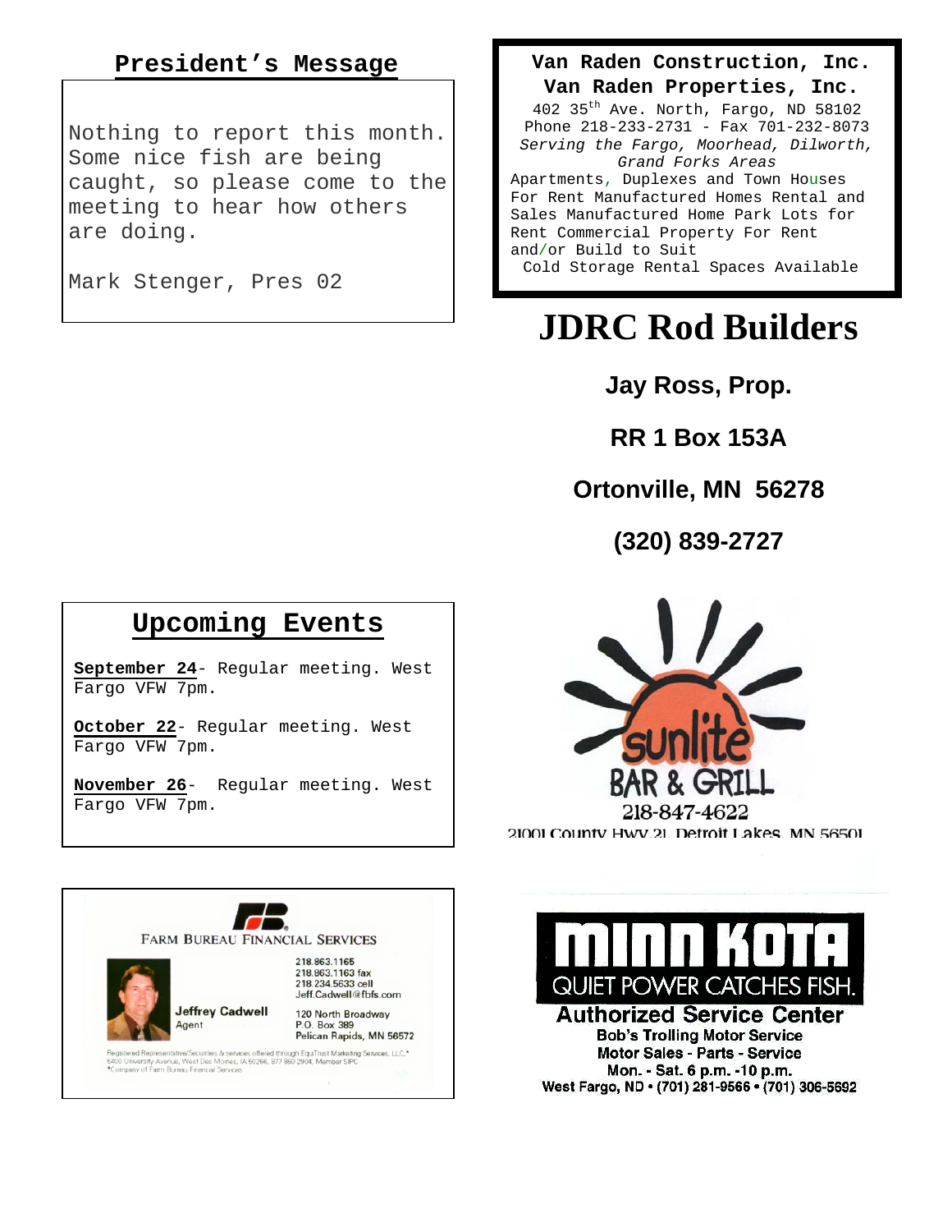## President's Message

Nothing to report this month. Some nice fish are being caught, so please come to the meeting to hear how others are doing.

Mark Stenger, Pres 02

## Upcoming Events

**September 24**- Regular meeting. West Fargo VFW 7pm.

**October 22**- Regular meeting. West Fargo VFW 7pm.

**November 26**- Regular meeting. West Fargo VFW 7pm.

FARM BUREAU FINANCIAL SERVICES

218.863.1165
218.863.1163 fax
218.234.5633 cell
Jeff.Cadwell@fbfs.com

Jeffrey Cadwell
Agent

120 North Broadway
P.O. Box 389
Pelican Rapids, MN 56572

Registered Representative/Securities & services offered through EquiTrust Marketing Services, LLC,* 5400 University Avenue, West Des Moines, IA 50266, 877 860 2904, Member SIPC
*Company of Farm Bureau Financial Services

**Van Raden Construction, Inc.**
**Van Raden Properties, Inc.**
402 35th Ave. North, Fargo, ND 58102
Phone 218-233-2731 - Fax 701-232-8073
*Serving the Fargo, Moorhead, Dilworth, Grand Forks Areas*
Apartments, Duplexes and Town Houses For Rent Manufactured Homes Rental and Sales Manufactured Home Park Lots for Rent Commercial Property For Rent and/or Build to Suit
Cold Storage Rental Spaces Available

# JDRC Rod Builders

**Jay Ross, Prop.**

**RR 1 Box 153A**

**Ortonville, MN 56278**

**(320) 839-2727**

sunlite BAR & GRILL
218-847-4622
21001 County Hwy 21, Detroit Lakes, MN 56501

MINN KOTA
QUIET POWER CATCHES FISH.
**Authorized Service Center**
**Bob's Trolling Motor Service**
**Motor Sales - Parts - Service**
**Mon. - Sat. 6 p.m. -10 p.m.**
**West Fargo, ND • (701) 281-9566 • (701) 306-5692**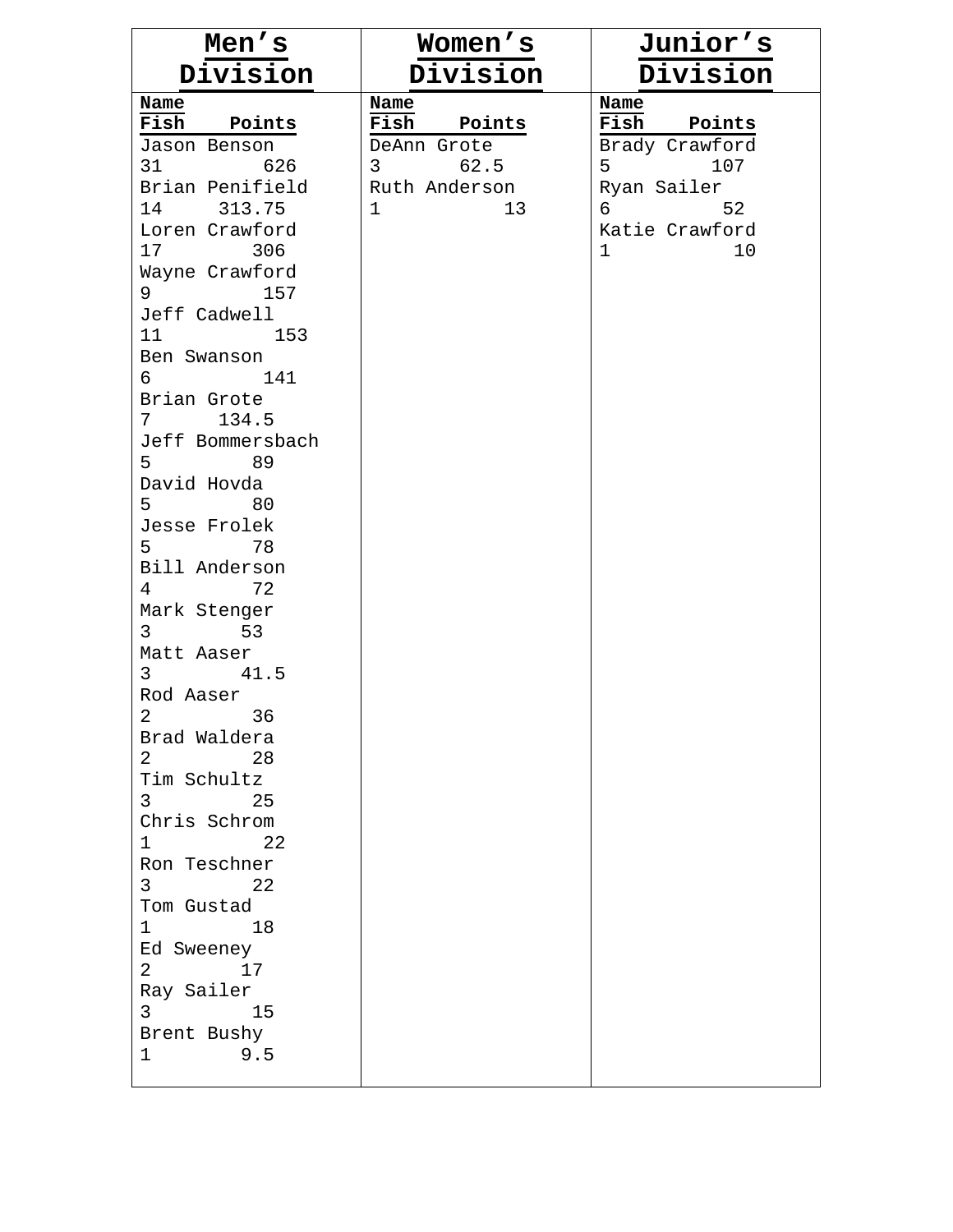| Men's Division | | | Women's Division | | | Junior's Division | |
|---|---|---|---|---|---|---|---|
| **Name** | **Fish** | **Points** | **Name** | **Fish** | **Points** | **Name** | **Fish** | **Points** |
| Jason Benson | 31 | 626 | DeAnn Grote | 3 | 62.5 | Brady Crawford | 5 | 107 |
| Brian Penifield | 14 | 313.75 | Ruth Anderson | 1 | 13 | Ryan Sailer | 6 | 52 |
| Loren Crawford | 17 | 306 | | | | Katie Crawford | 1 | 10 |
| Wayne Crawford | 9 | 157 | | | | | | |
| Jeff Cadwell | 11 | 153 | | | | | | |
| Ben Swanson | 6 | 141 | | | | | | |
| Brian Grote | 7 | 134.5 | | | | | | |
| Jeff Bommersbach | 5 | 89 | | | | | | |
| David Hovda | 5 | 80 | | | | | | |
| Jesse Frolek | 5 | 78 | | | | | | |
| Bill Anderson | 4 | 72 | | | | | | |
| Mark Stenger | 3 | 53 | | | | | | |
| Matt Aaser | 3 | 41.5 | | | | | | |
| Rod Aaser | 2 | 36 | | | | | | |
| Brad Waldera | 2 | 28 | | | | | | |
| Tim Schultz | 3 | 25 | | | | | | |
| Chris Schrom | 1 | 22 | | | | | | |
| Ron Teschner | 3 | 22 | | | | | | |
| Tom Gustad | 1 | 18 | | | | | | |
| Ed Sweeney | 2 | 17 | | | | | | |
| Ray Sailer | 3 | 15 | | | | | | |
| Brent Bushy | 1 | 9.5 | | | | | | |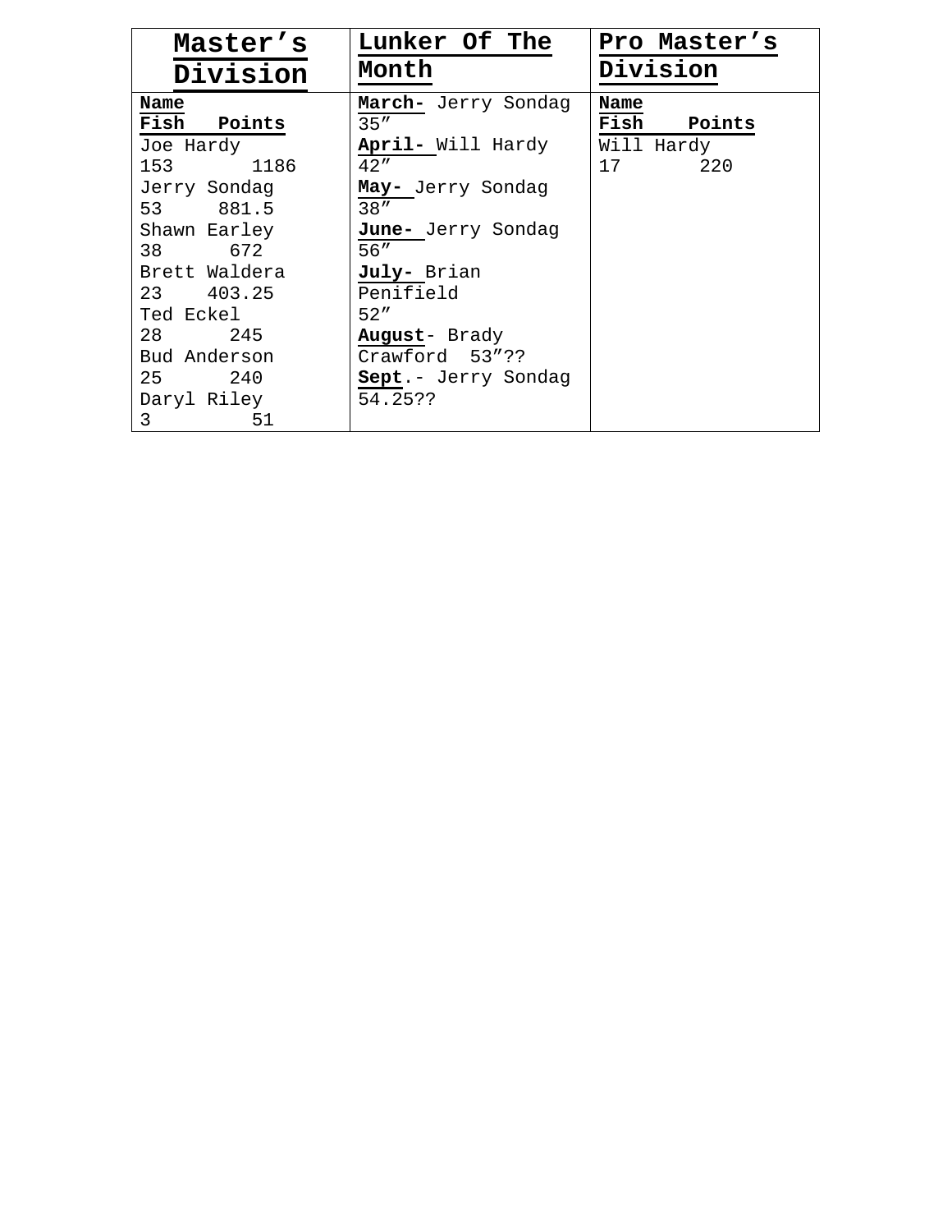| Master's Division | Lunker Of The Month | Pro Master's Division |
| --- | --- | --- |
| **Name**<br>**Fish Points**<br>Joe Hardy<br>153 1186<br>Jerry Sondag<br>53 881.5<br>Shawn Earley<br>38 672<br>Brett Waldera<br>23 403.25<br>Ted Eckel<br>28 245<br>Bud Anderson<br>25 240<br>Daryl Riley<br>3 51 | **March-** Jerry Sondag 35"<br>**April-** Will Hardy 42"<br>**May-** Jerry Sondag 38"<br>**June-** Jerry Sondag 56"<br>**July-** Brian Penifield 52"<br>**August**- Brady Crawford 53"??<br>**Sept**.- Jerry Sondag 54.25?? | **Name**<br>**Fish Points**<br>Will Hardy<br>17 220 |